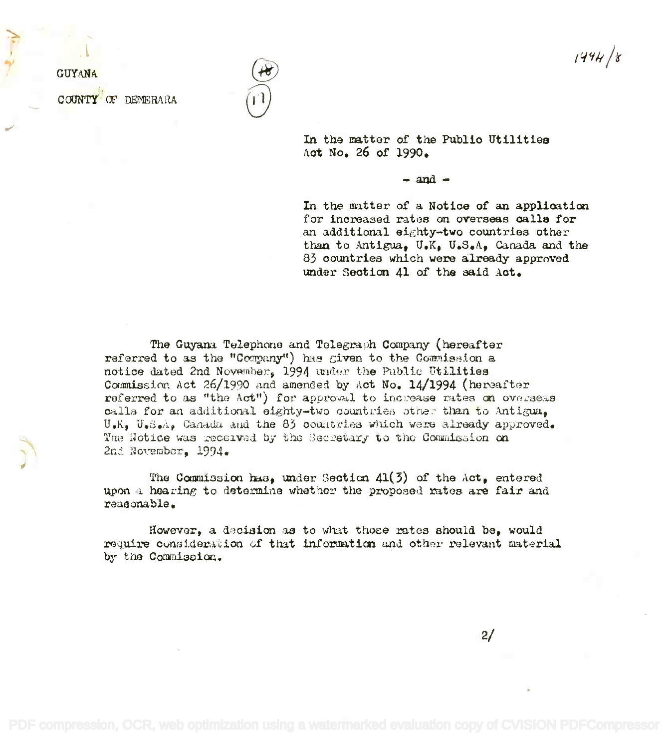1994/8

GUYANA

COUNTY OF DEMERARA

In the matter of the Public Utilities Act No. 26 of 1990.

- and -

In the matter of a Notice of an application for increased rates on overseas calls for an additional eighty-two countries other than to Antigua, U.K, U.S.A, Canada and the 83 countries which were already approved under Section 41 of the said Act.

The Guyana Telephone and Telegraph Company (hereafter referred to as the "Company") has given to the Commission a notice dated 2nd November, 1994 under the Public Utilities Commission Act 26/1990 and amended by Act No. 14/1994 (hereafter referred to as "the Act") for approval to increase rates on overseas calls for an additional eighty-two countries other than to Antigua, U.K, U.S.A, Canada and the 83 countries which were already approved. The Notice was received by the Secretary to the Commission on 2nd November, 1994.

The Commission has, under Section 41(3) of the Act, entered upon a hearing to determine whether the proposed rates are fair and reasonable.

However, a decision as to what those rates should be, would require consideration of that information and other relevant material by the Commission.

2/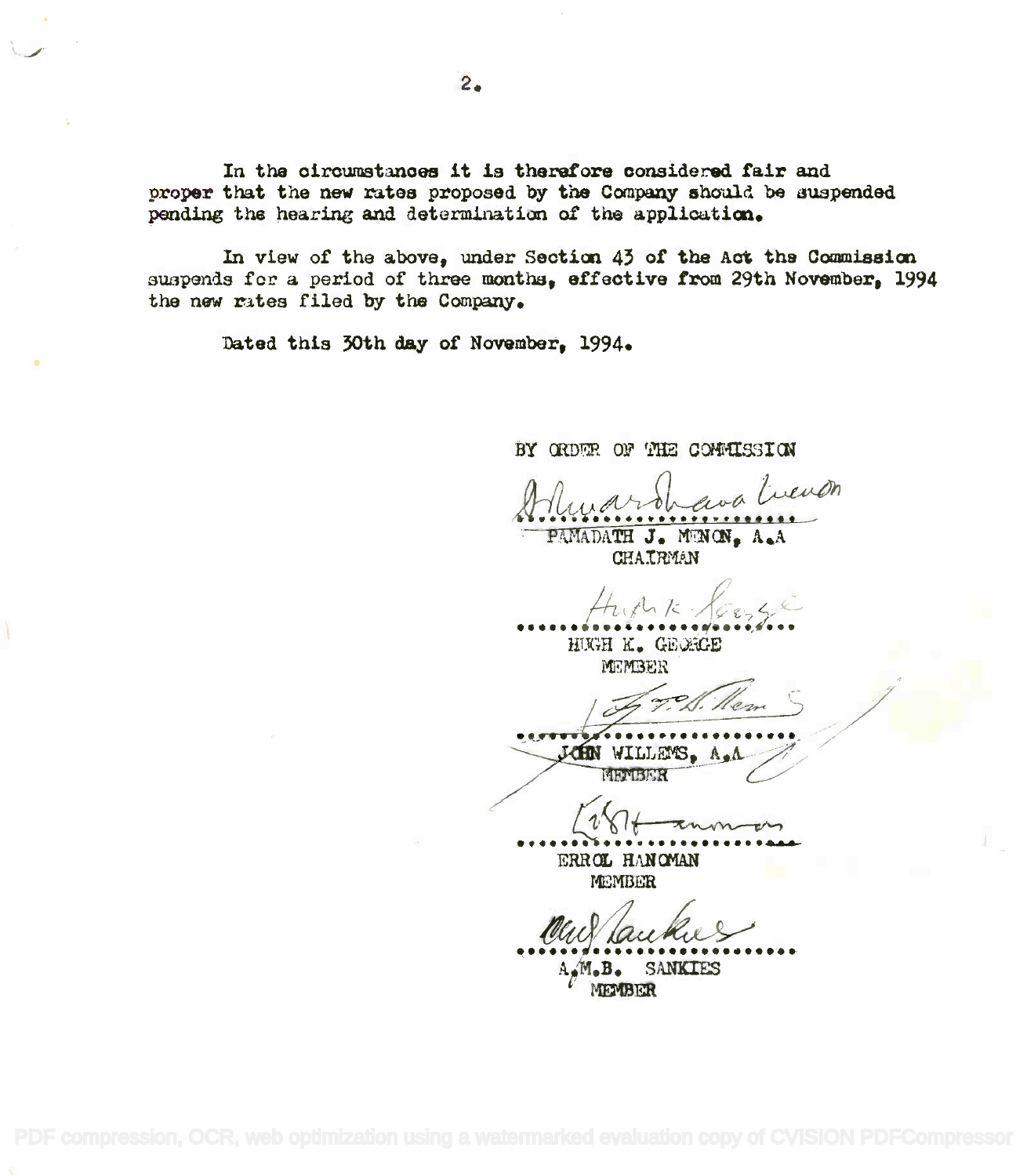In the circumstances it is therefore considered fair and proper that the new rates proposed by the Company should be suspended pending the hearing and determination of the application.

In view of the above, under Section 43 of the Act the Commission suspends for a period of three months, effective from 29th November, 1994 the new rates filed by the Company.

Dated this 30th day of November, 1994.

BY ORDER OF THE COMMISSION

..........................
PAMADATH J. MENON, A.A
CHAIRMAN

..........................
HUGH K. GEORGE
MEMBER

..........................
JOHN WILLEMS, A.A
MEMBER

..........................
ERROL HANOMAN
MEMBER

..........................
A.M.B. SANKIES
MEMBER